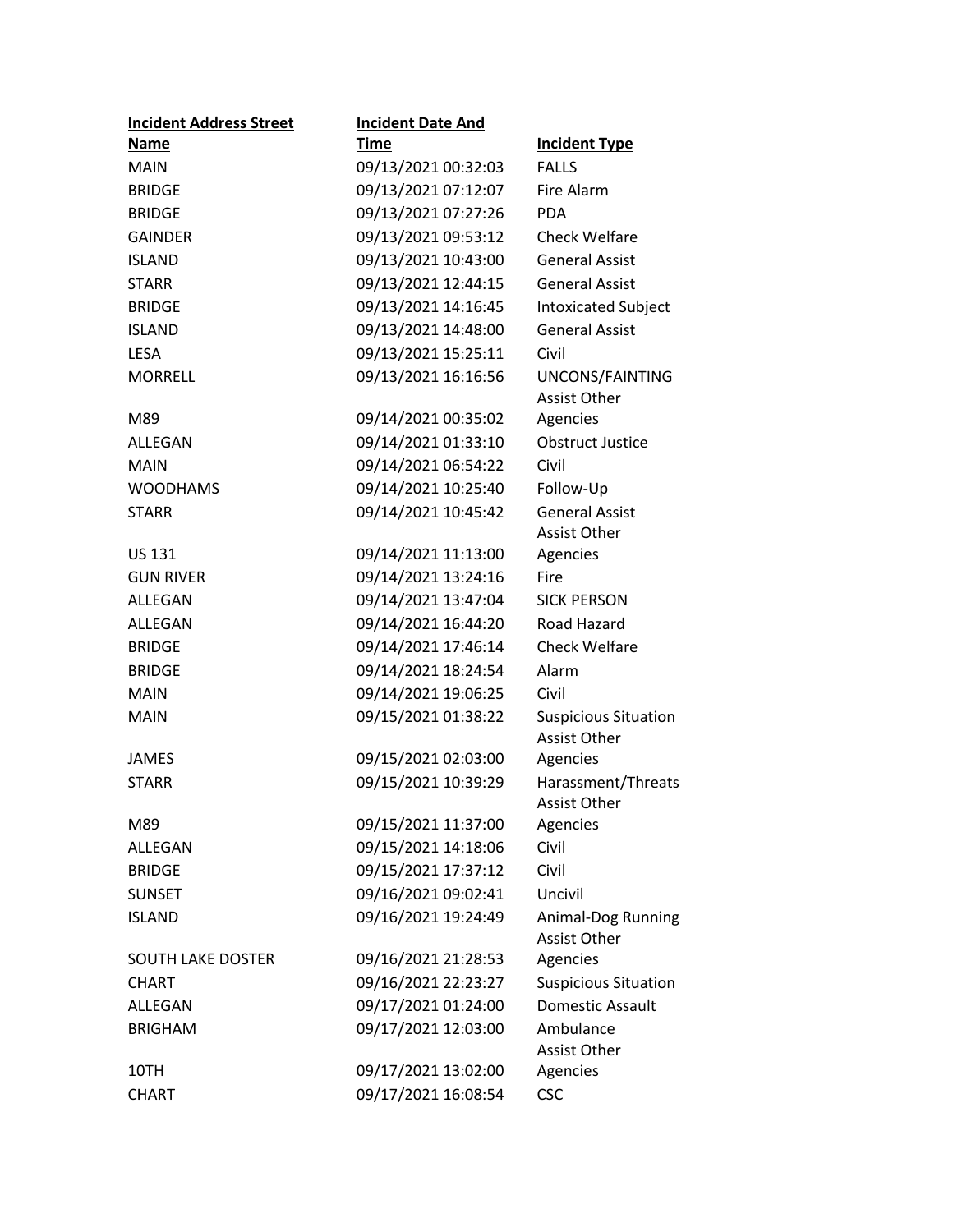| Incident Address Street Name | Incident Date And Time | Incident Type |
| --- | --- | --- |
| MAIN | 09/13/2021 00:32:03 | FALLS |
| BRIDGE | 09/13/2021 07:12:07 | Fire Alarm |
| BRIDGE | 09/13/2021 07:27:26 | PDA |
| GAINDER | 09/13/2021 09:53:12 | Check Welfare |
| ISLAND | 09/13/2021 10:43:00 | General Assist |
| STARR | 09/13/2021 12:44:15 | General Assist |
| BRIDGE | 09/13/2021 14:16:45 | Intoxicated Subject |
| ISLAND | 09/13/2021 14:48:00 | General Assist |
| LESA | 09/13/2021 15:25:11 | Civil |
| MORRELL | 09/13/2021 16:16:56 | UNCONS/FAINTING |
| M89 | 09/14/2021 00:35:02 | Assist Other Agencies |
| ALLEGAN | 09/14/2021 01:33:10 | Obstruct Justice |
| MAIN | 09/14/2021 06:54:22 | Civil |
| WOODHAMS | 09/14/2021 10:25:40 | Follow-Up |
| STARR | 09/14/2021 10:45:42 | General Assist |
| US 131 | 09/14/2021 11:13:00 | Assist Other Agencies |
| GUN RIVER | 09/14/2021 13:24:16 | Fire |
| ALLEGAN | 09/14/2021 13:47:04 | SICK PERSON |
| ALLEGAN | 09/14/2021 16:44:20 | Road Hazard |
| BRIDGE | 09/14/2021 17:46:14 | Check Welfare |
| BRIDGE | 09/14/2021 18:24:54 | Alarm |
| MAIN | 09/14/2021 19:06:25 | Civil |
| MAIN | 09/15/2021 01:38:22 | Suspicious Situation |
| JAMES | 09/15/2021 02:03:00 | Assist Other Agencies |
| STARR | 09/15/2021 10:39:29 | Harassment/Threats |
| M89 | 09/15/2021 11:37:00 | Assist Other Agencies |
| ALLEGAN | 09/15/2021 14:18:06 | Civil |
| BRIDGE | 09/15/2021 17:37:12 | Civil |
| SUNSET | 09/16/2021 09:02:41 | Uncivil |
| ISLAND | 09/16/2021 19:24:49 | Animal-Dog Running |
| SOUTH LAKE DOSTER | 09/16/2021 21:28:53 | Assist Other Agencies |
| CHART | 09/16/2021 22:23:27 | Suspicious Situation |
| ALLEGAN | 09/17/2021 01:24:00 | Domestic Assault |
| BRIGHAM | 09/17/2021 12:03:00 | Ambulance |
| 10TH | 09/17/2021 13:02:00 | Assist Other Agencies |
| CHART | 09/17/2021 16:08:54 | CSC |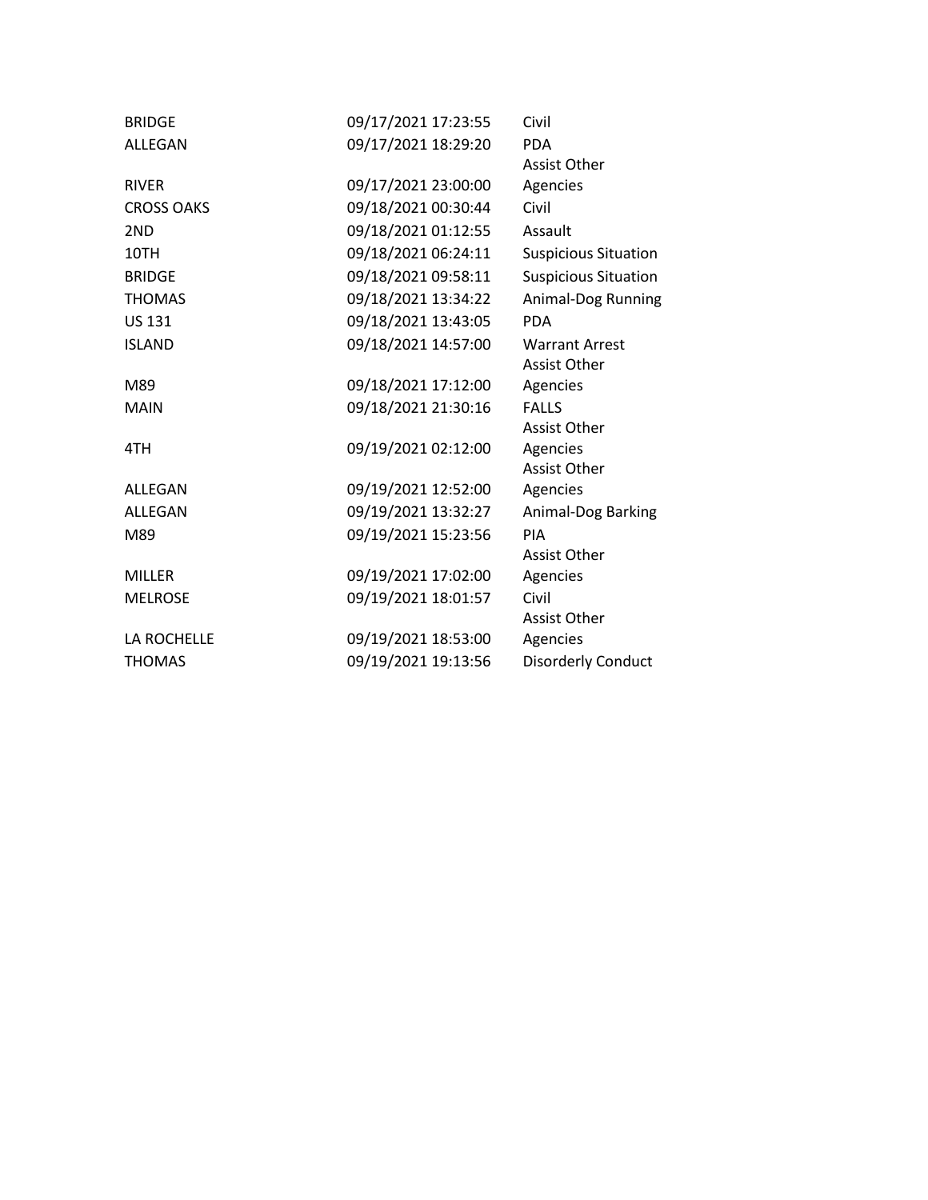| | | |
|---|---|---|
| BRIDGE | 09/17/2021 17:23:55 | Civil |
| ALLEGAN | 09/17/2021 18:29:20 | PDA |
| RIVER | 09/17/2021 23:00:00 | Assist Other Agencies |
| CROSS OAKS | 09/18/2021 00:30:44 | Civil |
| 2ND | 09/18/2021 01:12:55 | Assault |
| 10TH | 09/18/2021 06:24:11 | Suspicious Situation |
| BRIDGE | 09/18/2021 09:58:11 | Suspicious Situation |
| THOMAS | 09/18/2021 13:34:22 | Animal-Dog Running |
| US 131 | 09/18/2021 13:43:05 | PDA |
| ISLAND | 09/18/2021 14:57:00 | Warrant Arrest |
| M89 | 09/18/2021 17:12:00 | Assist Other Agencies |
| MAIN | 09/18/2021 21:30:16 | FALLS |
| 4TH | 09/19/2021 02:12:00 | Assist Other Agencies |
| ALLEGAN | 09/19/2021 12:52:00 | Assist Other Agencies |
| ALLEGAN | 09/19/2021 13:32:27 | Animal-Dog Barking |
| M89 | 09/19/2021 15:23:56 | PIA |
| MILLER | 09/19/2021 17:02:00 | Assist Other Agencies |
| MELROSE | 09/19/2021 18:01:57 | Civil |
| LA ROCHELLE | 09/19/2021 18:53:00 | Assist Other Agencies |
| THOMAS | 09/19/2021 19:13:56 | Disorderly Conduct |